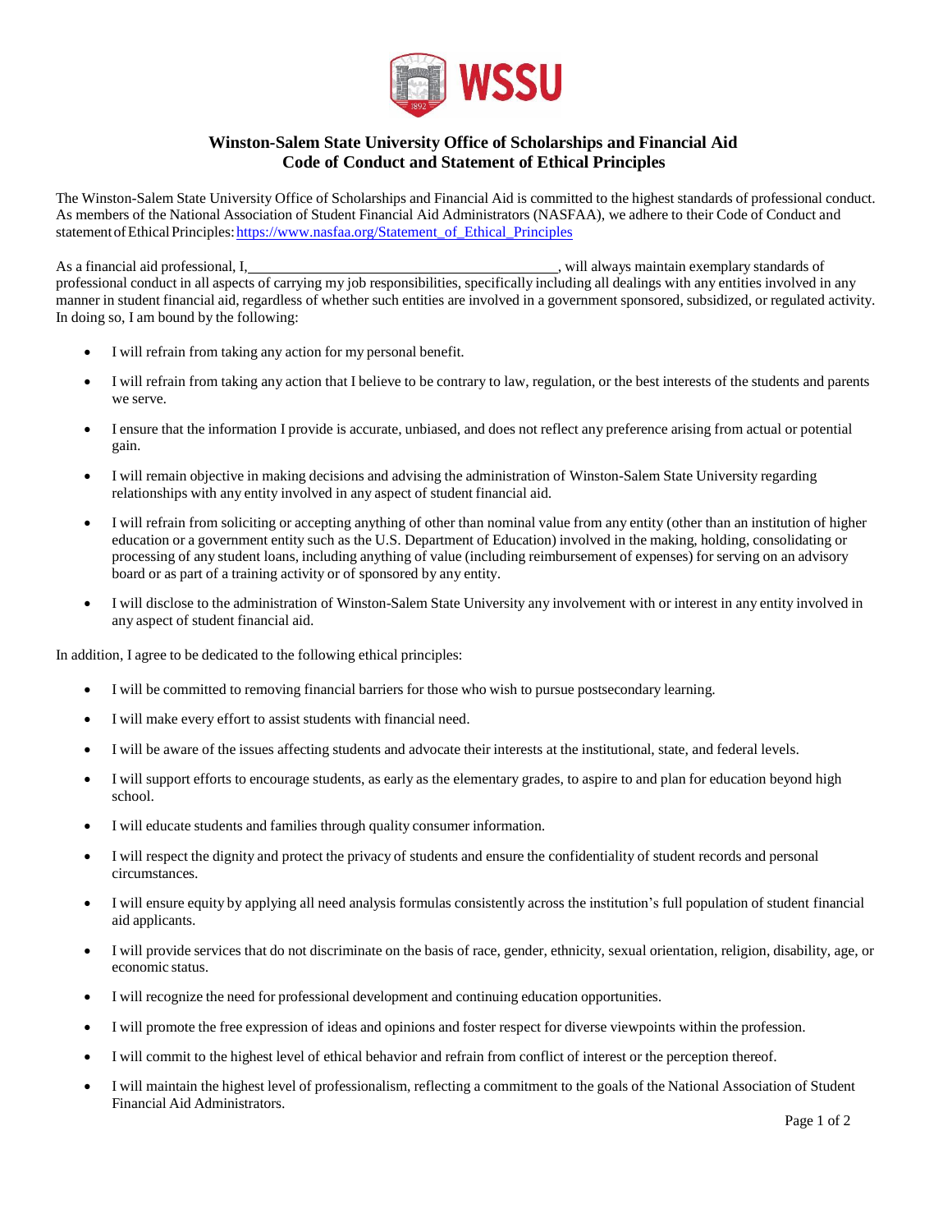# Winston-Salem State University Office of Scholarships and Financial Aid
## Code of Conduct and Statement of Ethical Principles

The Winston-Salem State University Office of Scholarships and Financial Aid is committed to the highest standards of professional conduct. As members of the National Association of Student Financial Aid Administrators (NASFAA), we adhere to their Code of Conduct and statement of Ethical Principles: [https://www.nasfaa.org/Statement_of_Ethical_Principles](https://www.nasfaa.org/Statement_of_Ethical_Principles)

As a financial aid professional, I,\_\_\_\_\_\_\_\_\_\_\_\_\_\_\_\_\_\_\_\_\_\_\_\_\_\_\_\_\_\_\_\_\_\_\_\_\_\_\_\_, will always maintain exemplary standards of professional conduct in all aspects of carrying my job responsibilities, specifically including all dealings with any entities involved in any manner in student financial aid, regardless of whether such entities are involved in a government sponsored, subsidized, or regulated activity. In doing so, I am bound by the following:

- I will refrain from taking any action for my personal benefit.
- I will refrain from taking any action that I believe to be contrary to law, regulation, or the best interests of the students and parents we serve.
- I ensure that the information I provide is accurate, unbiased, and does not reflect any preference arising from actual or potential gain.
- I will remain objective in making decisions and advising the administration of Winston-Salem State University regarding relationships with any entity involved in any aspect of student financial aid.
- I will refrain from soliciting or accepting anything of other than nominal value from any entity (other than an institution of higher education or a government entity such as the U.S. Department of Education) involved in the making, holding, consolidating or processing of any student loans, including anything of value (including reimbursement of expenses) for serving on an advisory board or as part of a training activity or of sponsored by any entity.
- I will disclose to the administration of Winston-Salem State University any involvement with or interest in any entity involved in any aspect of student financial aid.

In addition, I agree to be dedicated to the following ethical principles:

- I will be committed to removing financial barriers for those who wish to pursue postsecondary learning.
- I will make every effort to assist students with financial need.
- I will be aware of the issues affecting students and advocate their interests at the institutional, state, and federal levels.
- I will support efforts to encourage students, as early as the elementary grades, to aspire to and plan for education beyond high school.
- I will educate students and families through quality consumer information.
- I will respect the dignity and protect the privacy of students and ensure the confidentiality of student records and personal circumstances.
- I will ensure equity by applying all need analysis formulas consistently across the institution's full population of student financial aid applicants.
- I will provide services that do not discriminate on the basis of race, gender, ethnicity, sexual orientation, religion, disability, age, or economic status.
- I will recognize the need for professional development and continuing education opportunities.
- I will promote the free expression of ideas and opinions and foster respect for diverse viewpoints within the profession.
- I will commit to the highest level of ethical behavior and refrain from conflict of interest or the perception thereof.
- I will maintain the highest level of professionalism, reflecting a commitment to the goals of the National Association of Student Financial Aid Administrators.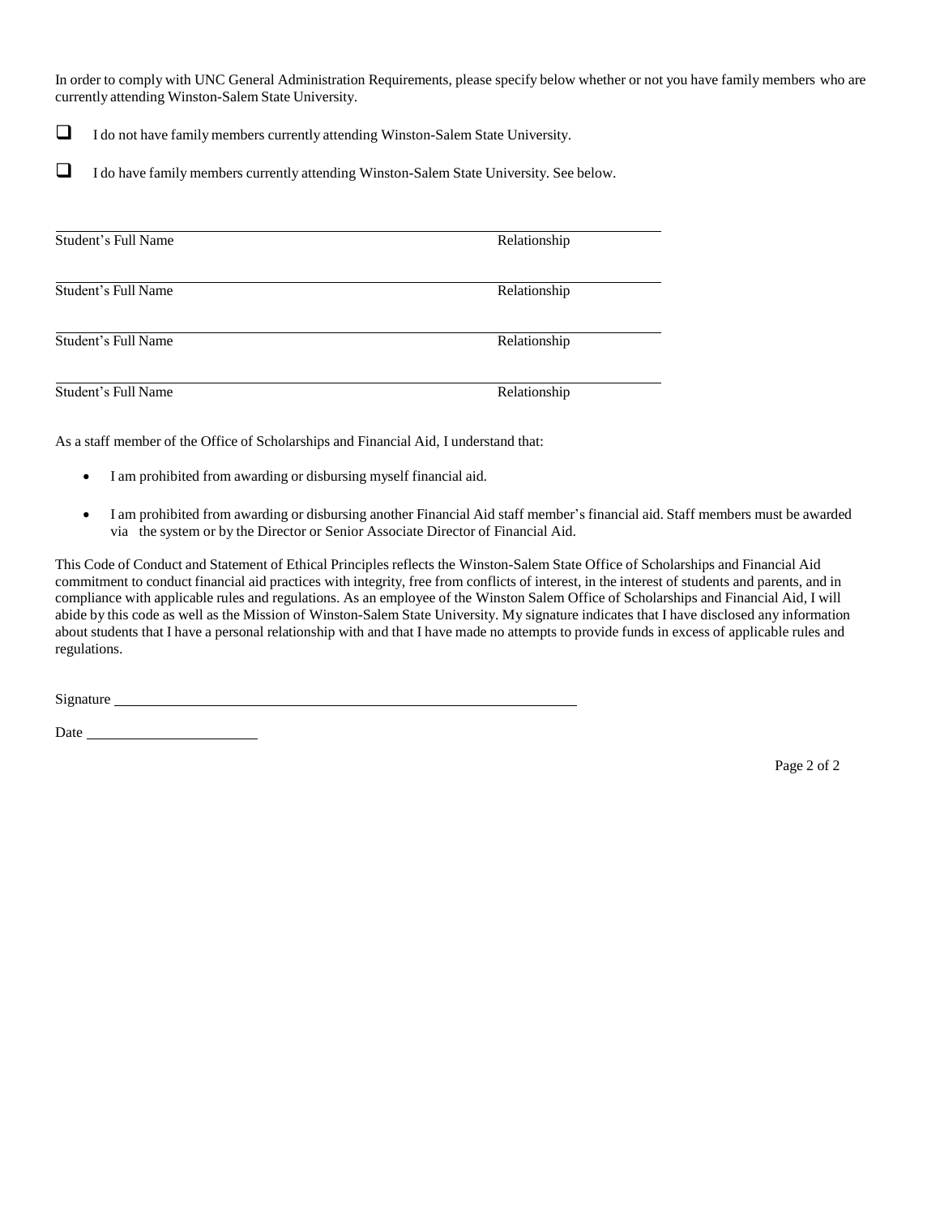In order to comply with UNC General Administration Requirements, please specify below whether or not you have family members who are currently attending Winston-Salem State University.

- [ ] I do not have family members currently attending Winston-Salem State University.

- [ ] I do have family members currently attending Winston-Salem State University. See below.

| | |
|---|---|
| Student's Full Name | Relationship |
| Student's Full Name | Relationship |
| Student's Full Name | Relationship |
| Student's Full Name | Relationship |

As a staff member of the Office of Scholarships and Financial Aid, I understand that:

- I am prohibited from awarding or disbursing myself financial aid.
- I am prohibited from awarding or disbursing another Financial Aid staff member's financial aid. Staff members must be awarded via the system or by the Director or Senior Associate Director of Financial Aid.

This Code of Conduct and Statement of Ethical Principles reflects the Winston-Salem State Office of Scholarships and Financial Aid commitment to conduct financial aid practices with integrity, free from conflicts of interest, in the interest of students and parents, and in compliance with applicable rules and regulations. As an employee of the Winston Salem Office of Scholarships and Financial Aid, I will abide by this code as well as the Mission of Winston-Salem State University. My signature indicates that I have disclosed any information about students that I have a personal relationship with and that I have made no attempts to provide funds in excess of applicable rules and regulations.

Signature ______________________________________________

Date ____________________